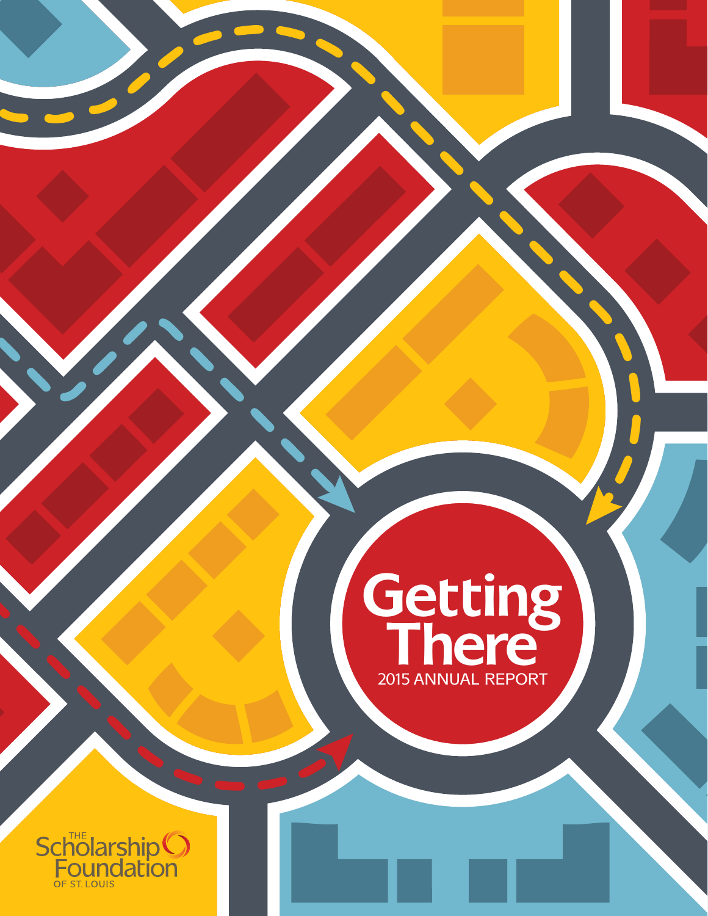# Getting There

2015 ANNUAL REPORT

THE Scholarship Foundation OF ST. LOUIS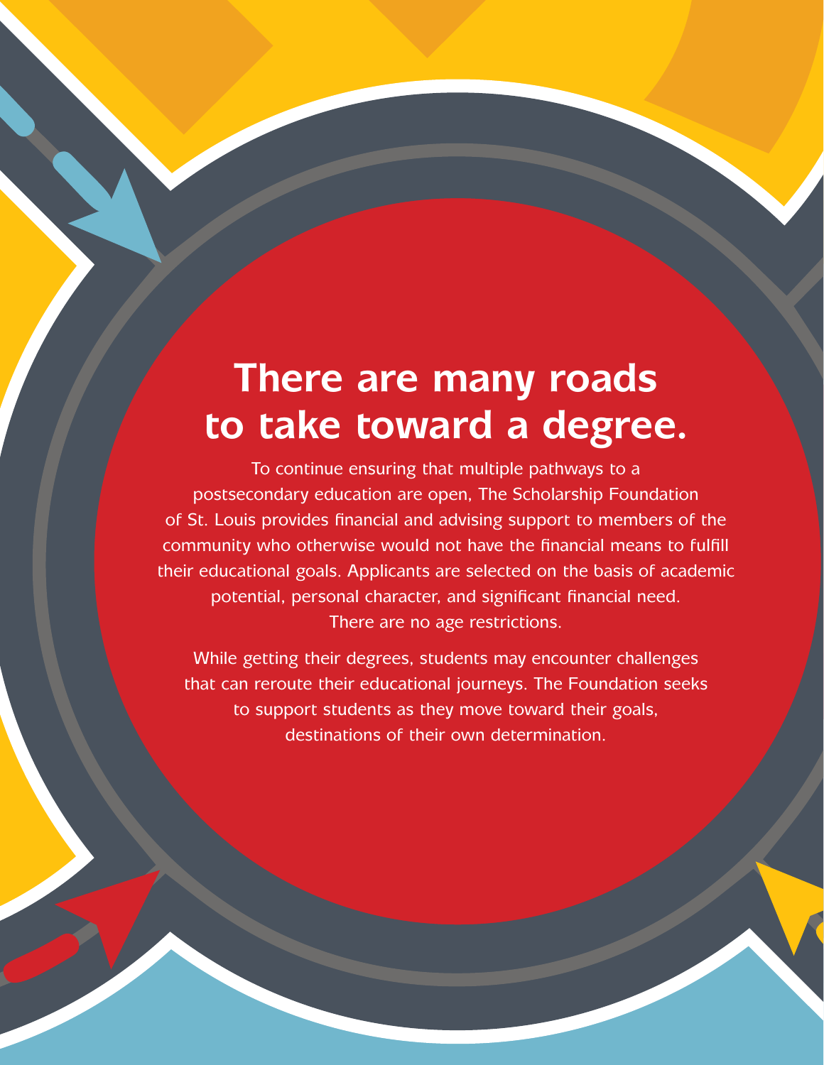# There are many roads to take toward a degree.

To continue ensuring that multiple pathways to a postsecondary education are open, The Scholarship Foundation of St. Louis provides financial and advising support to members of the community who otherwise would not have the financial means to fulfill their educational goals. Applicants are selected on the basis of academic potential, personal character, and significant financial need. There are no age restrictions.

While getting their degrees, students may encounter challenges that can reroute their educational journeys. The Foundation seeks to support students as they move toward their goals, destinations of their own determination.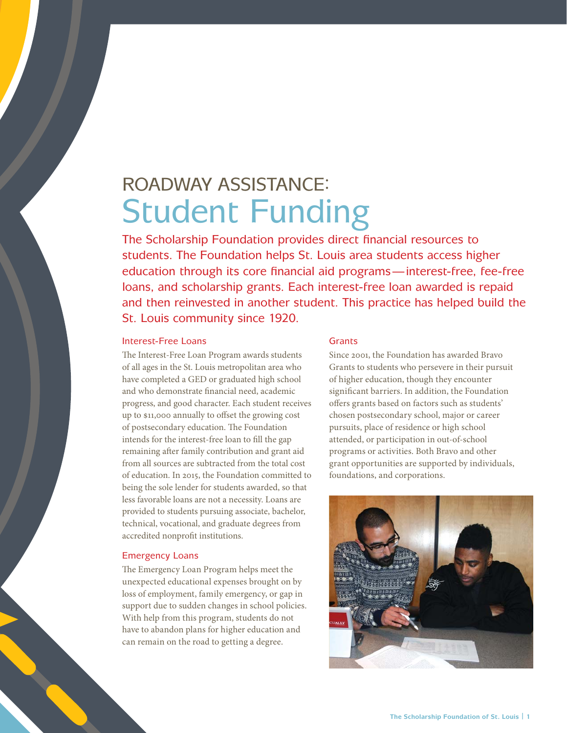# ROADWAY ASSISTANCE: Student Funding

The Scholarship Foundation provides direct financial resources to students. The Foundation helps St. Louis area students access higher education through its core financial aid programs—interest-free, fee-free loans, and scholarship grants. Each interest-free loan awarded is repaid and then reinvested in another student. This practice has helped build the St. Louis community since 1920.

## Interest-Free Loans

The Interest-Free Loan Program awards students of all ages in the St. Louis metropolitan area who have completed a GED or graduated high school and who demonstrate financial need, academic progress, and good character. Each student receives up to $11,000 annually to offset the growing cost of postsecondary education. The Foundation intends for the interest-free loan to fill the gap remaining after family contribution and grant aid from all sources are subtracted from the total cost of education. In 2015, the Foundation committed to being the sole lender for students awarded, so that less favorable loans are not a necessity. Loans are provided to students pursuing associate, bachelor, technical, vocational, and graduate degrees from accredited nonprofit institutions.

## Emergency Loans

The Emergency Loan Program helps meet the unexpected educational expenses brought on by loss of employment, family emergency, or gap in support due to sudden changes in school policies. With help from this program, students do not have to abandon plans for higher education and can remain on the road to getting a degree.

## Grants

Since 2001, the Foundation has awarded Bravo Grants to students who persevere in their pursuit of higher education, though they encounter significant barriers. In addition, the Foundation offers grants based on factors such as students' chosen postsecondary school, major or career pursuits, place of residence or high school attended, or participation in out-of-school programs or activities. Both Bravo and other grant opportunities are supported by individuals, foundations, and corporations.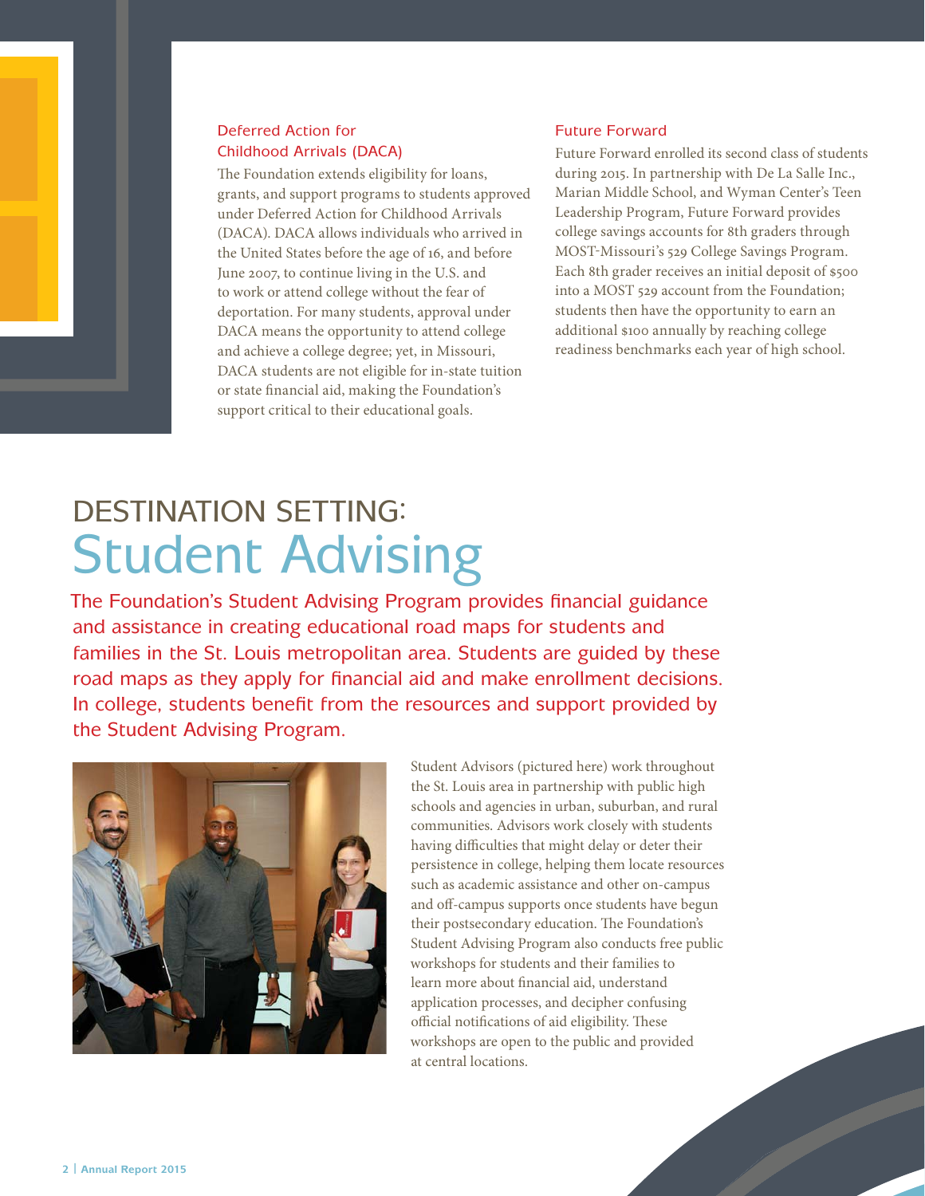### Deferred Action for Childhood Arrivals (DACA)

The Foundation extends eligibility for loans, grants, and support programs to students approved under Deferred Action for Childhood Arrivals (DACA). DACA allows individuals who arrived in the United States before the age of 16, and before June 2007, to continue living in the U.S. and to work or attend college without the fear of deportation. For many students, approval under DACA means the opportunity to attend college and achieve a college degree; yet, in Missouri, DACA students are not eligible for in-state tuition or state financial aid, making the Foundation's support critical to their educational goals.

### Future Forward

Future Forward enrolled its second class of students during 2015. In partnership with De La Salle Inc., Marian Middle School, and Wyman Center's Teen Leadership Program, Future Forward provides college savings accounts for 8th graders through MOST-Missouri's 529 College Savings Program. Each 8th grader receives an initial deposit of $500 into a MOST 529 account from the Foundation; students then have the opportunity to earn an additional $100 annually by reaching college readiness benchmarks each year of high school.

# DESTINATION SETTING: Student Advising

The Foundation's Student Advising Program provides financial guidance and assistance in creating educational road maps for students and families in the St. Louis metropolitan area. Students are guided by these road maps as they apply for financial aid and make enrollment decisions. In college, students benefit from the resources and support provided by the Student Advising Program.

Student Advisors (pictured here) work throughout the St. Louis area in partnership with public high schools and agencies in urban, suburban, and rural communities. Advisors work closely with students having difficulties that might delay or deter their persistence in college, helping them locate resources such as academic assistance and other on-campus and off-campus supports once students have begun their postsecondary education. The Foundation's Student Advising Program also conducts free public workshops for students and their families to learn more about financial aid, understand application processes, and decipher confusing official notifications of aid eligibility. These workshops are open to the public and provided at central locations.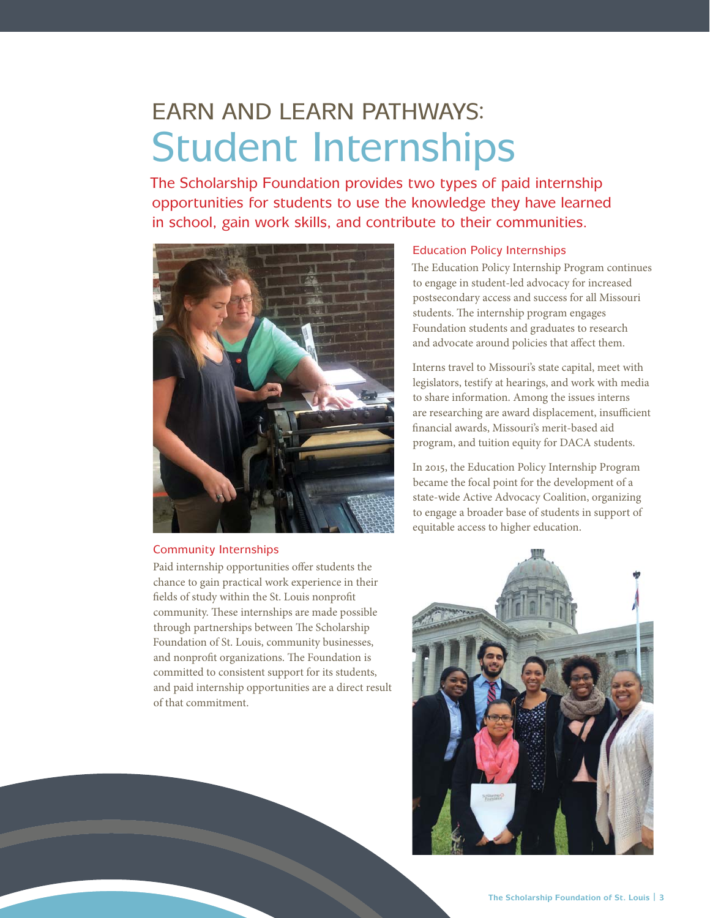# EARN AND LEARN PATHWAYS: Student Internships

The Scholarship Foundation provides two types of paid internship opportunities for students to use the knowledge they have learned in school, gain work skills, and contribute to their communities.

### Community Internships

Paid internship opportunities offer students the chance to gain practical work experience in their fields of study within the St. Louis nonprofit community. These internships are made possible through partnerships between The Scholarship Foundation of St. Louis, community businesses, and nonprofit organizations. The Foundation is committed to consistent support for its students, and paid internship opportunities are a direct result of that commitment.

### Education Policy Internships

The Education Policy Internship Program continues to engage in student-led advocacy for increased postsecondary access and success for all Missouri students. The internship program engages Foundation students and graduates to research and advocate around policies that affect them.

Interns travel to Missouri's state capital, meet with legislators, testify at hearings, and work with media to share information. Among the issues interns are researching are award displacement, insufficient financial awards, Missouri's merit-based aid program, and tuition equity for DACA students.

In 2015, the Education Policy Internship Program became the focal point for the development of a state-wide Active Advocacy Coalition, organizing to engage a broader base of students in support of equitable access to higher education.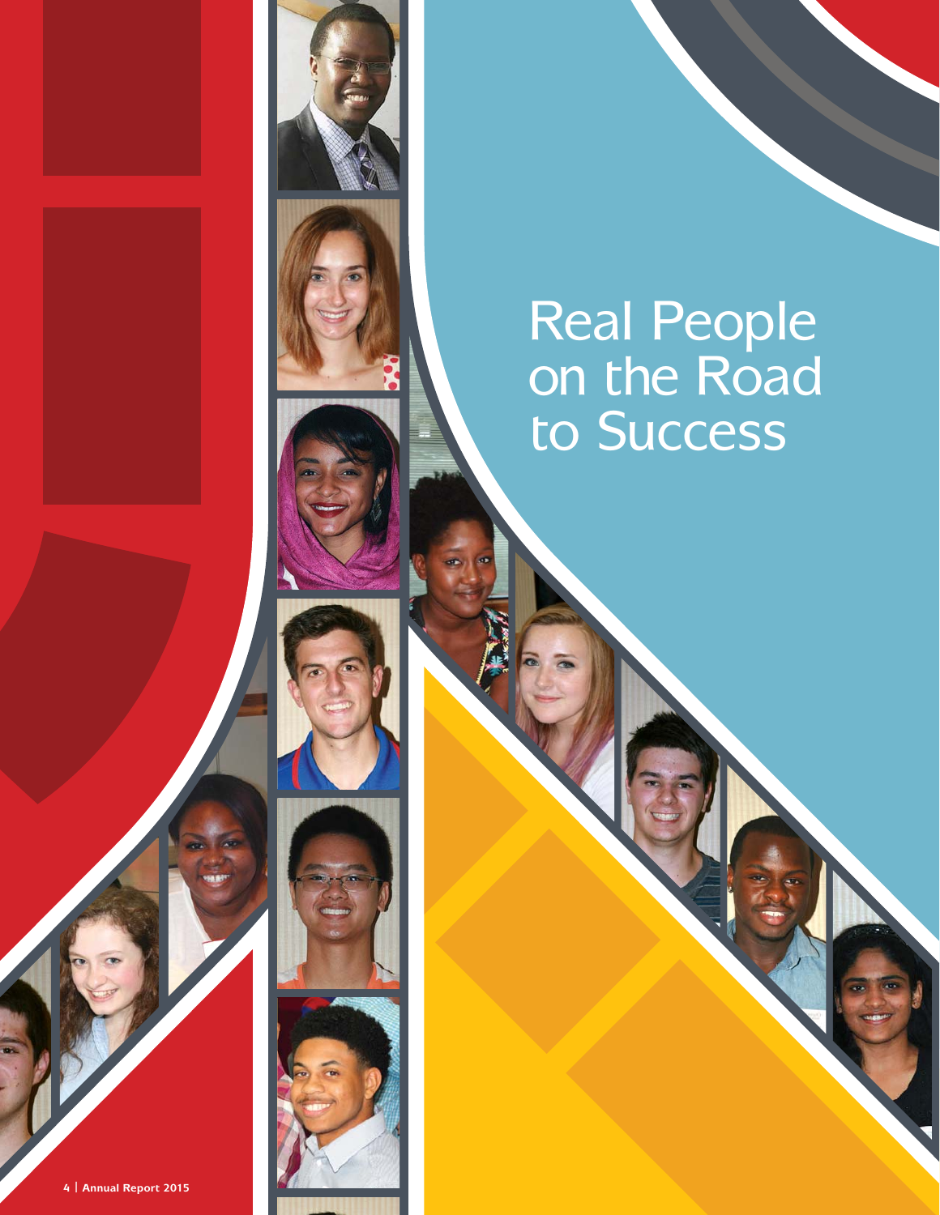# Real People on the Road to Success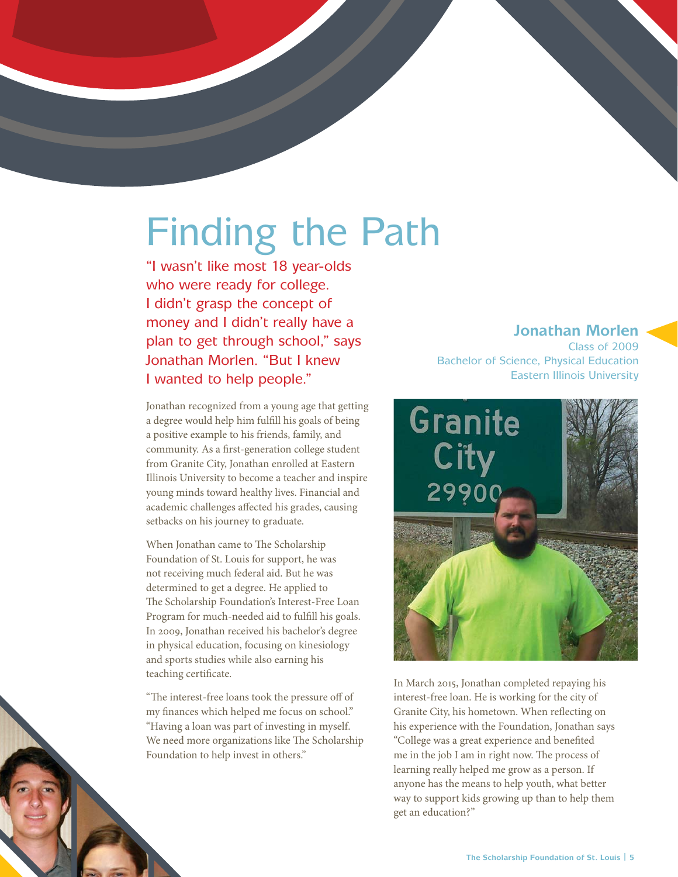# Finding the Path

"I wasn't like most 18 year-olds who were ready for college. I didn't grasp the concept of money and I didn't really have a plan to get through school," says Jonathan Morlen. "But I knew I wanted to help people."

**Jonathan Morlen**
Class of 2009
Bachelor of Science, Physical Education
Eastern Illinois University

Jonathan recognized from a young age that getting a degree would help him fulfill his goals of being a positive example to his friends, family, and community. As a first-generation college student from Granite City, Jonathan enrolled at Eastern Illinois University to become a teacher and inspire young minds toward healthy lives. Financial and academic challenges affected his grades, causing setbacks on his journey to graduate.

When Jonathan came to The Scholarship Foundation of St. Louis for support, he was not receiving much federal aid. But he was determined to get a degree. He applied to The Scholarship Foundation's Interest-Free Loan Program for much-needed aid to fulfill his goals. In 2009, Jonathan received his bachelor's degree in physical education, focusing on kinesiology and sports studies while also earning his teaching certificate.

"The interest-free loans took the pressure off of my finances which helped me focus on school." "Having a loan was part of investing in myself. We need more organizations like The Scholarship Foundation to help invest in others."

In March 2015, Jonathan completed repaying his interest-free loan. He is working for the city of Granite City, his hometown. When reflecting on his experience with the Foundation, Jonathan says "College was a great experience and benefited me in the job I am in right now. The process of learning really helped me grow as a person. If anyone has the means to help youth, what better way to support kids growing up than to help them get an education?"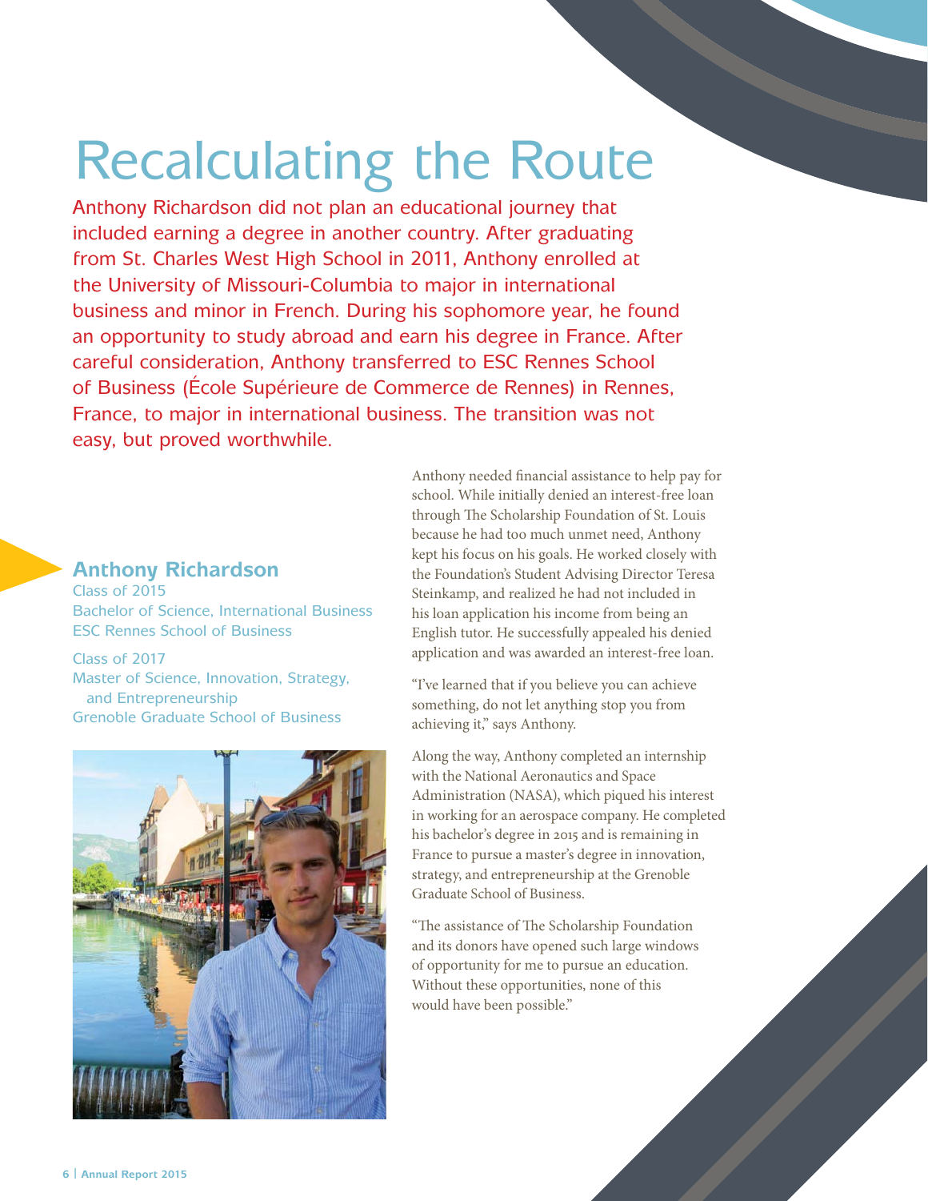# Recalculating the Route

Anthony Richardson did not plan an educational journey that included earning a degree in another country. After graduating from St. Charles West High School in 2011, Anthony enrolled at the University of Missouri-Columbia to major in international business and minor in French. During his sophomore year, he found an opportunity to study abroad and earn his degree in France. After careful consideration, Anthony transferred to ESC Rennes School of Business (École Supérieure de Commerce de Rennes) in Rennes, France, to major in international business. The transition was not easy, but proved worthwhile.

## Anthony Richardson

Class of 2015
Bachelor of Science, International Business
ESC Rennes School of Business

Class of 2017
Master of Science, Innovation, Strategy, and Entrepreneurship
Grenoble Graduate School of Business

Anthony needed financial assistance to help pay for school. While initially denied an interest-free loan through The Scholarship Foundation of St. Louis because he had too much unmet need, Anthony kept his focus on his goals. He worked closely with the Foundation's Student Advising Director Teresa Steinkamp, and realized he had not included in his loan application his income from being an English tutor. He successfully appealed his denied application and was awarded an interest-free loan.

"I've learned that if you believe you can achieve something, do not let anything stop you from achieving it," says Anthony.

Along the way, Anthony completed an internship with the National Aeronautics and Space Administration (NASA), which piqued his interest in working for an aerospace company. He completed his bachelor's degree in 2015 and is remaining in France to pursue a master's degree in innovation, strategy, and entrepreneurship at the Grenoble Graduate School of Business.

"The assistance of The Scholarship Foundation and its donors have opened such large windows of opportunity for me to pursue an education. Without these opportunities, none of this would have been possible."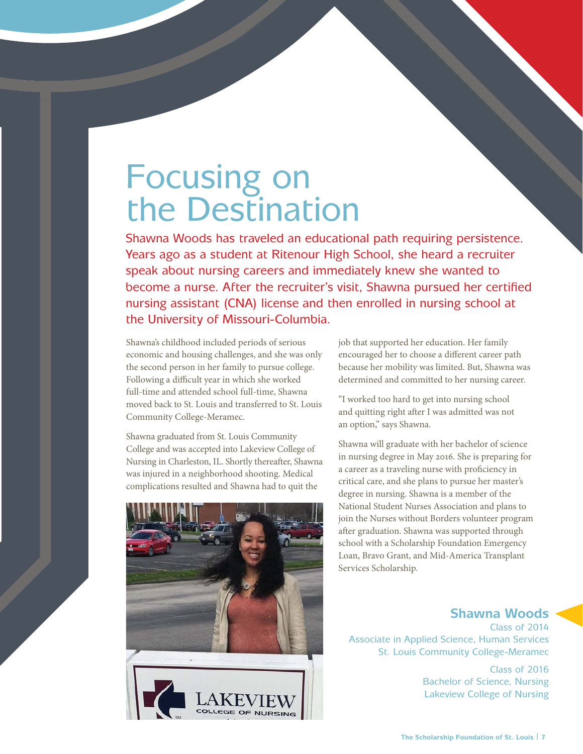# Focusing on the Destination

Shawna Woods has traveled an educational path requiring persistence. Years ago as a student at Ritenour High School, she heard a recruiter speak about nursing careers and immediately knew she wanted to become a nurse. After the recruiter's visit, Shawna pursued her certified nursing assistant (CNA) license and then enrolled in nursing school at the University of Missouri-Columbia.

Shawna's childhood included periods of serious economic and housing challenges, and she was only the second person in her family to pursue college. Following a difficult year in which she worked full-time and attended school full-time, Shawna moved back to St. Louis and transferred to St. Louis Community College-Meramec.

Shawna graduated from St. Louis Community College and was accepted into Lakeview College of Nursing in Charleston, IL. Shortly thereafter, Shawna was injured in a neighborhood shooting. Medical complications resulted and Shawna had to quit the job that supported her education. Her family encouraged her to choose a different career path because her mobility was limited. But, Shawna was determined and committed to her nursing career.

"I worked too hard to get into nursing school and quitting right after I was admitted was not an option," says Shawna.

Shawna will graduate with her bachelor of science in nursing degree in May 2016. She is preparing for a career as a traveling nurse with proficiency in critical care, and she plans to pursue her master's degree in nursing. Shawna is a member of the National Student Nurses Association and plans to join the Nurses without Borders volunteer program after graduation. Shawna was supported through school with a Scholarship Foundation Emergency Loan, Bravo Grant, and Mid-America Transplant Services Scholarship.

**Shawna Woods**
Class of 2014
Associate in Applied Science, Human Services
St. Louis Community College-Meramec

Class of 2016
Bachelor of Science, Nursing
Lakeview College of Nursing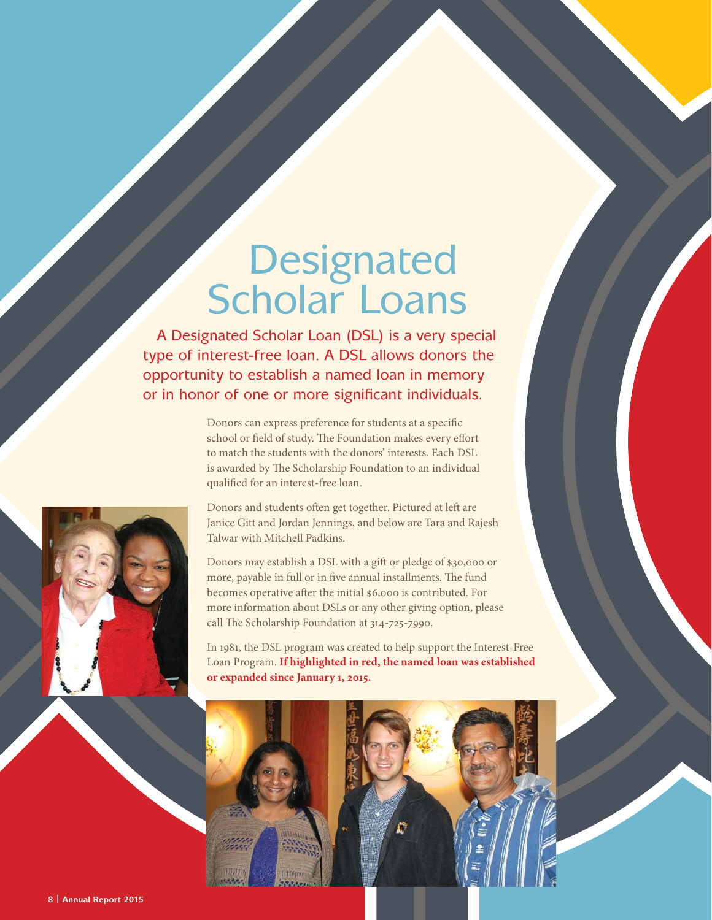# Designated Scholar Loans

A Designated Scholar Loan (DSL) is a very special type of interest-free loan. A DSL allows donors the opportunity to establish a named loan in memory or in honor of one or more significant individuals.

Donors can express preference for students at a specific school or field of study. The Foundation makes every effort to match the students with the donors' interests. Each DSL is awarded by The Scholarship Foundation to an individual qualified for an interest-free loan.

Donors and students often get together. Pictured at left are Janice Gitt and Jordan Jennings, and below are Tara and Rajesh Talwar with Mitchell Padkins.

Donors may establish a DSL with a gift or pledge of $30,000 or more, payable in full or in five annual installments. The fund becomes operative after the initial $6,000 is contributed. For more information about DSLs or any other giving option, please call The Scholarship Foundation at 314-725-7990.

In 1981, the DSL program was created to help support the Interest-Free Loan Program. **If highlighted in red, the named loan was established or expanded since January 1, 2015.**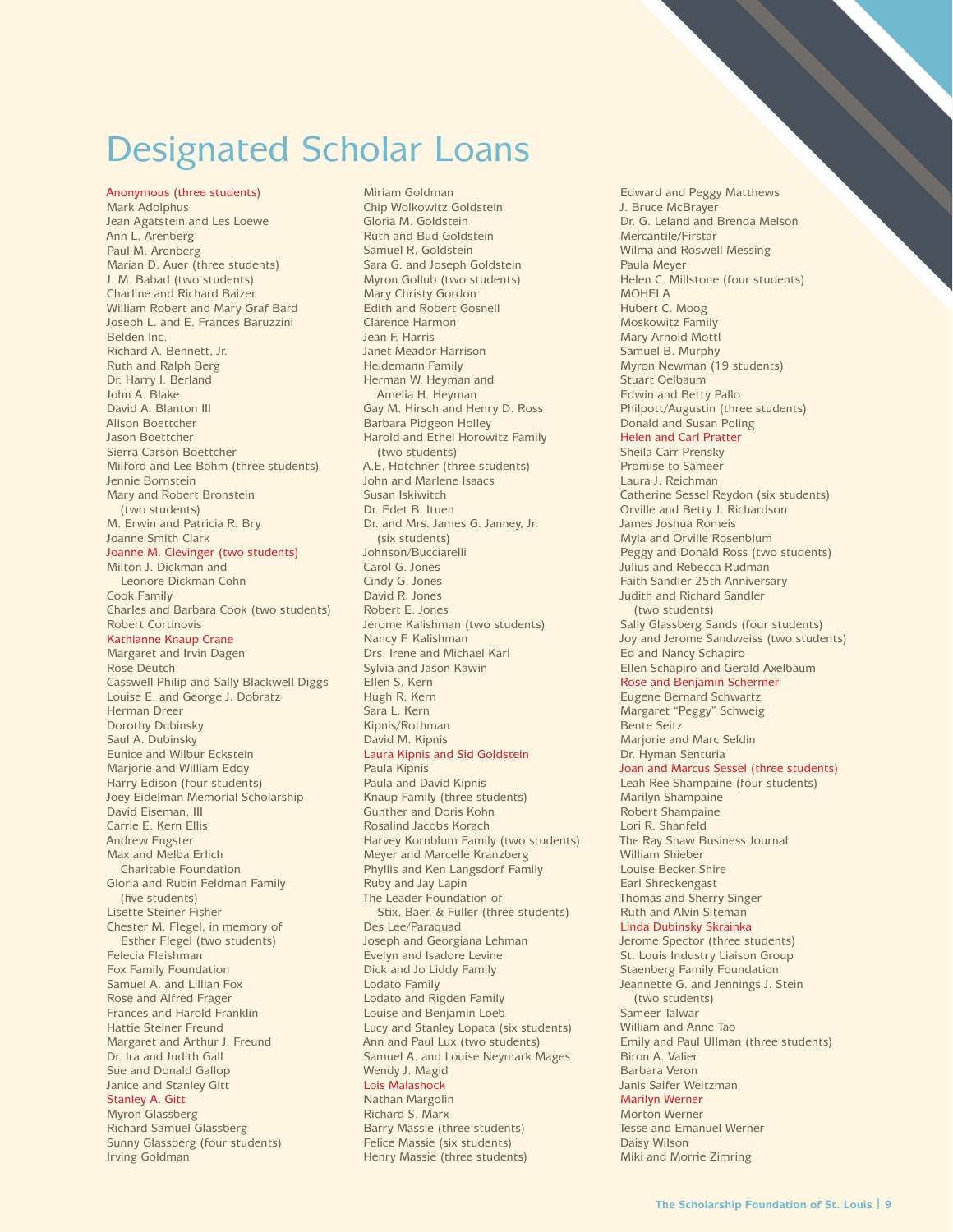# Designated Scholar Loans

Anonymous (three students)
Mark Adolphus
Jean Agatstein and Les Loewe
Ann L. Arenberg
Paul M. Arenberg
Marian D. Auer (three students)
J. M. Babad (two students)
Charline and Richard Baizer
William Robert and Mary Graf Bard
Joseph L. and E. Frances Baruzzini
Belden Inc.
Richard A. Bennett, Jr.
Ruth and Ralph Berg
Dr. Harry I. Berland
John A. Blake
David A. Blanton III
Alison Boettcher
Jason Boettcher
Sierra Carson Boettcher
Milford and Lee Bohm (three students)
Jennie Bornstein
Mary and Robert Bronstein (two students)
M. Erwin and Patricia R. Bry
Joanne Smith Clark
Joanne M. Clevinger (two students)
Milton J. Dickman and Leonore Dickman Cohn
Cook Family
Charles and Barbara Cook (two students)
Robert Cortinovis
Kathianne Knaup Crane
Margaret and Irvin Dagen
Rose Deutch
Casswell Philip and Sally Blackwell Diggs
Louise E. and George J. Dobratz
Herman Dreer
Dorothy Dubinsky
Saul A. Dubinsky
Eunice and Wilbur Eckstein
Marjorie and William Eddy
Harry Edison (four students)
Joey Eidelman Memorial Scholarship
David Eiseman, III
Carrie E. Kern Ellis
Andrew Engster
Max and Melba Erlich Charitable Foundation
Gloria and Rubin Feldman Family (five students)
Lisette Steiner Fisher
Chester M. Flegel, in memory of Esther Flegel (two students)
Felecia Fleishman
Fox Family Foundation
Samuel A. and Lillian Fox
Rose and Alfred Frager
Frances and Harold Franklin
Hattie Steiner Freund
Margaret and Arthur J. Freund
Dr. Ira and Judith Gall
Sue and Donald Gallop
Janice and Stanley Gitt
Stanley A. Gitt
Myron Glassberg
Richard Samuel Glassberg
Sunny Glassberg (four students)
Irving Goldman
Miriam Goldman
Chip Wolkowitz Goldstein
Gloria M. Goldstein
Ruth and Bud Goldstein
Samuel R. Goldstein
Sara G. and Joseph Goldstein
Myron Gollub (two students)
Mary Christy Gordon
Edith and Robert Gosnell
Clarence Harmon
Jean F. Harris
Janet Meador Harrison
Heidemann Family
Herman W. Heyman and Amelia H. Heyman
Gay M. Hirsch and Henry D. Ross
Barbara Pidgeon Holley
Harold and Ethel Horowitz Family (two students)
A.E. Hotchner (three students)
John and Marlene Isaacs
Susan Iskiwitch
Dr. Edet B. Ituen
Dr. and Mrs. James G. Janney, Jr. (six students)
Johnson/Bucciarelli
Carol G. Jones
Cindy G. Jones
David R. Jones
Robert E. Jones
Jerome Kalishman (two students)
Nancy F. Kalishman
Drs. Irene and Michael Karl
Sylvia and Jason Kawin
Ellen S. Kern
Hugh R. Kern
Sara L. Kern
Kipnis/Rothman
David M. Kipnis
Laura Kipnis and Sid Goldstein
Paula Kipnis
Paula and David Kipnis
Knaup Family (three students)
Gunther and Doris Kohn
Rosalind Jacobs Korach
Harvey Kornblum Family (two students)
Meyer and Marcelle Kranzberg
Phyllis and Ken Langsdorf Family
Ruby and Jay Lapin
The Leader Foundation of Stix, Baer, & Fuller (three students)
Des Lee/Paraquad
Joseph and Georgiana Lehman
Evelyn and Isadore Levine
Dick and Jo Liddy Family
Lodato Family
Lodato and Rigden Family
Louise and Benjamin Loeb
Lucy and Stanley Lopata (six students)
Ann and Paul Lux (two students)
Samuel A. and Louise Neymark Mages
Wendy J. Magid
Lois Malashock
Nathan Margolin
Richard S. Marx
Barry Massie (three students)
Felice Massie (six students)
Henry Massie (three students)
Edward and Peggy Matthews
J. Bruce McBrayer
Dr. G. Leland and Brenda Melson
Mercantile/Firstar
Wilma and Roswell Messing
Paula Meyer
Helen C. Millstone (four students)
MOHELA
Hubert C. Moog
Moskowitz Family
Mary Arnold Mottl
Samuel B. Murphy
Myron Newman (19 students)
Stuart Oelbaum
Edwin and Betty Pallo
Philpott/Augustin (three students)
Donald and Susan Poling
Helen and Carl Pratter
Sheila Carr Prensky
Promise to Sameer
Laura J. Reichman
Catherine Sessel Reydon (six students)
Orville and Betty J. Richardson
James Joshua Romeis
Myla and Orville Rosenblum
Peggy and Donald Ross (two students)
Julius and Rebecca Rudman
Faith Sandler 25th Anniversary
Judith and Richard Sandler (two students)
Sally Glassberg Sands (four students)
Joy and Jerome Sandweiss (two students)
Ed and Nancy Schapiro
Ellen Schapiro and Gerald Axelbaum
Rose and Benjamin Schermer
Eugene Bernard Schwartz
Margaret "Peggy" Schweig
Bente Seitz
Marjorie and Marc Seldin
Dr. Hyman Senturia
Joan and Marcus Sessel (three students)
Leah Ree Shampaine (four students)
Marilyn Shampaine
Robert Shampaine
Lori R. Shanfeld
The Ray Shaw Business Journal
William Shieber
Louise Becker Shire
Earl Shreckengast
Thomas and Sherry Singer
Ruth and Alvin Siteman
Linda Dubinsky Skrainka
Jerome Spector (three students)
St. Louis Industry Liaison Group
Staenberg Family Foundation
Jeannette G. and Jennings J. Stein (two students)
Sameer Talwar
William and Anne Tao
Emily and Paul Ullman (three students)
Biron A. Valier
Barbara Veron
Janis Saifer Weitzman
Marilyn Werner
Morton Werner
Tesse and Emanuel Werner
Daisy Wilson
Miki and Morrie Zimring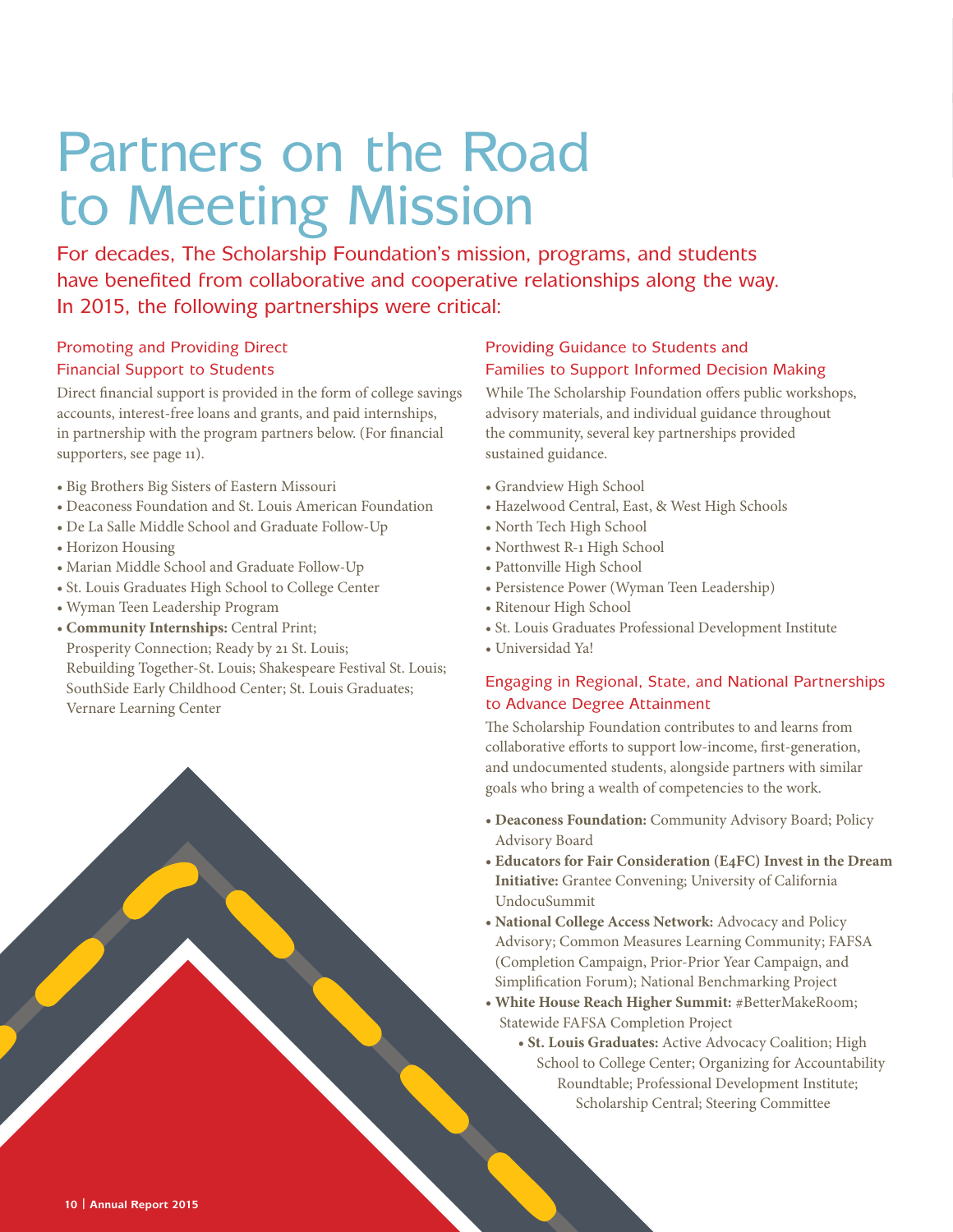# Partners on the Road to Meeting Mission

For decades, The Scholarship Foundation's mission, programs, and students have benefited from collaborative and cooperative relationships along the way. In 2015, the following partnerships were critical:

## Promoting and Providing Direct Financial Support to Students

Direct financial support is provided in the form of college savings accounts, interest-free loans and grants, and paid internships, in partnership with the program partners below. (For financial supporters, see page 11).

- Big Brothers Big Sisters of Eastern Missouri
- Deaconess Foundation and St. Louis American Foundation
- De La Salle Middle School and Graduate Follow-Up
- Horizon Housing
- Marian Middle School and Graduate Follow-Up
- St. Louis Graduates High School to College Center
- Wyman Teen Leadership Program
- **Community Internships:** Central Print; Prosperity Connection; Ready by 21 St. Louis; Rebuilding Together-St. Louis; Shakespeare Festival St. Louis; SouthSide Early Childhood Center; St. Louis Graduates; Vernare Learning Center

## Providing Guidance to Students and Families to Support Informed Decision Making

While The Scholarship Foundation offers public workshops, advisory materials, and individual guidance throughout the community, several key partnerships provided sustained guidance.

- Grandview High School
- Hazelwood Central, East, & West High Schools
- North Tech High School
- Northwest R-1 High School
- Pattonville High School
- Persistence Power (Wyman Teen Leadership)
- Ritenour High School
- St. Louis Graduates Professional Development Institute
- Universidad Ya!

## Engaging in Regional, State, and National Partnerships to Advance Degree Attainment

The Scholarship Foundation contributes to and learns from collaborative efforts to support low-income, first-generation, and undocumented students, alongside partners with similar goals who bring a wealth of competencies to the work.

- **Deaconess Foundation:** Community Advisory Board; Policy Advisory Board
- **Educators for Fair Consideration (E4FC) Invest in the Dream Initiative:** Grantee Convening; University of California UndocuSummit
- **National College Access Network:** Advocacy and Policy Advisory; Common Measures Learning Community; FAFSA (Completion Campaign, Prior-Prior Year Campaign, and Simplification Forum); National Benchmarking Project
- **White House Reach Higher Summit:** #BetterMakeRoom; Statewide FAFSA Completion Project
- **St. Louis Graduates:** Active Advocacy Coalition; High School to College Center; Organizing for Accountability Roundtable; Professional Development Institute; Scholarship Central; Steering Committee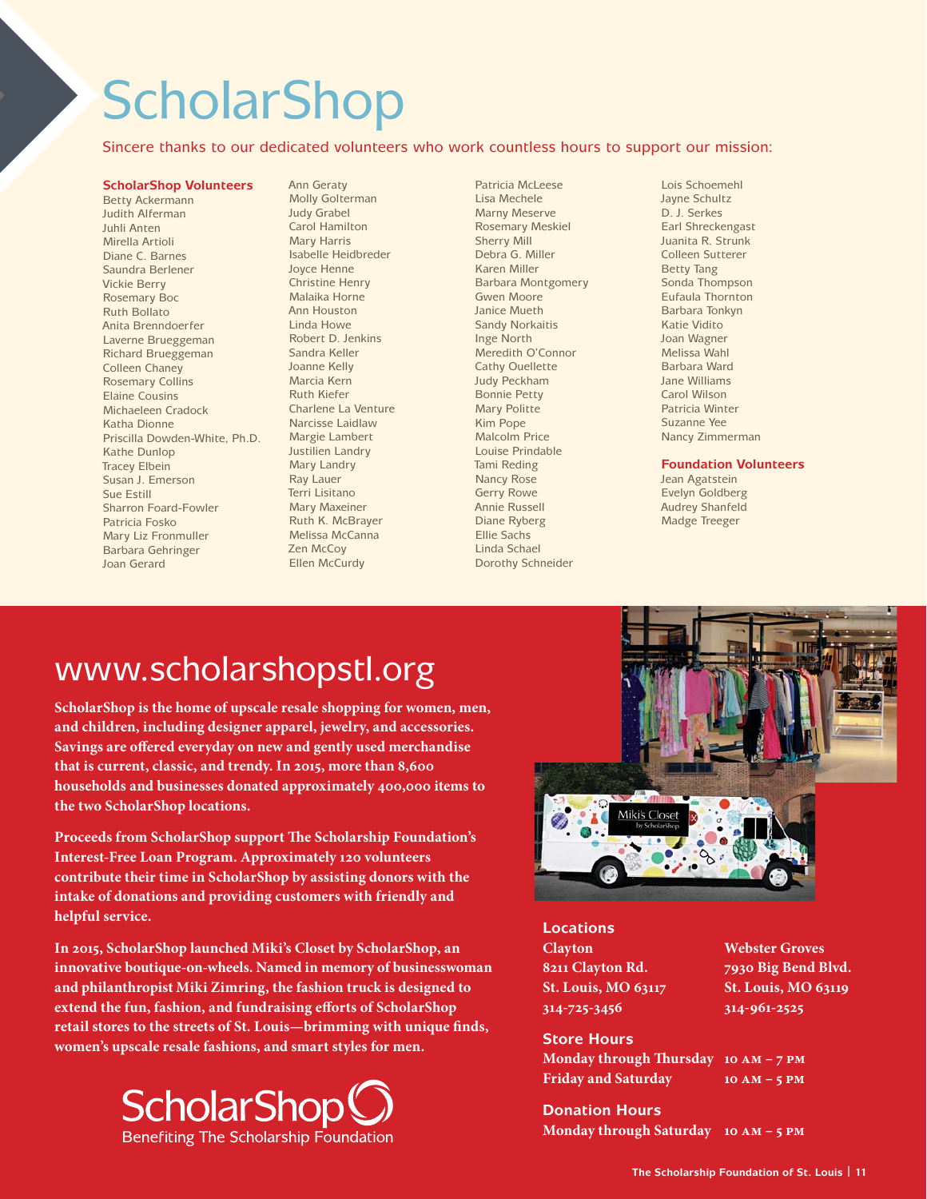# ScholarShop

Sincere thanks to our dedicated volunteers who work countless hours to support our mission:

**ScholarShop Volunteers**

Betty Ackermann
Judith Alferman
Juhli Anten
Mirella Artioli
Diane C. Barnes
Saundra Berlener
Vickie Berry
Rosemary Boc
Ruth Bollato
Anita Brenndoerfer
Laverne Brueggeman
Richard Brueggeman
Colleen Chaney
Rosemary Collins
Elaine Cousins
Michaeleen Cradock
Katha Dionne
Priscilla Dowden-White, Ph.D.
Kathe Dunlop
Tracey Elbein
Susan J. Emerson
Sue Estill
Sharron Foard-Fowler
Patricia Fosko
Mary Liz Fronmuller
Barbara Gehringer
Joan Gerard
Ann Geraty
Molly Golterman
Judy Grabel
Carol Hamilton
Mary Harris
Isabelle Heidbreder
Joyce Henne
Christine Henry
Malaika Horne
Ann Houston
Linda Howe
Robert D. Jenkins
Sandra Keller
Joanne Kelly
Marcia Kern
Ruth Kiefer
Charlene La Venture
Narcisse Laidlaw
Margie Lambert
Justilien Landry
Mary Landry
Ray Lauer
Terri Lisitano
Mary Maxeiner
Ruth K. McBrayer
Melissa McCanna
Zen McCoy
Ellen McCurdy
Patricia McLeese
Lisa Mechele
Marny Meserve
Rosemary Meskiel
Sherry Mill
Debra G. Miller
Karen Miller
Barbara Montgomery
Gwen Moore
Janice Mueth
Sandy Norkaitis
Inge North
Meredith O'Connor
Cathy Ouellette
Judy Peckham
Bonnie Petty
Mary Politte
Kim Pope
Malcolm Price
Louise Prindable
Tami Reding
Nancy Rose
Gerry Rowe
Annie Russell
Diane Ryberg
Ellie Sachs
Linda Schael
Dorothy Schneider
Lois Schoemehl
Jayne Schultz
D. J. Serkes
Earl Shreckengast
Juanita R. Strunk
Colleen Sutterer
Betty Tang
Sonda Thompson
Eufaula Thornton
Barbara Tonkyn
Katie Vidito
Joan Wagner
Melissa Wahl
Barbara Ward
Jane Williams
Carol Wilson
Patricia Winter
Suzanne Yee
Nancy Zimmerman

**Foundation Volunteers**

Jean Agatstein
Evelyn Goldberg
Audrey Shanfeld
Madge Treeger

## www.scholarshopstl.org

**ScholarShop is the home of upscale resale shopping for women, men, and children, including designer apparel, jewelry, and accessories. Savings are offered everyday on new and gently used merchandise that is current, classic, and trendy. In 2015, more than 8,600 households and businesses donated approximately 400,000 items to the two ScholarShop locations.**

**Proceeds from ScholarShop support The Scholarship Foundation's Interest-Free Loan Program. Approximately 120 volunteers contribute their time in ScholarShop by assisting donors with the intake of donations and providing customers with friendly and helpful service.**

**In 2015, ScholarShop launched Miki's Closet by ScholarShop, an innovative boutique-on-wheels. Named in memory of businesswoman and philanthropist Miki Zimring, the fashion truck is designed to extend the fun, fashion, and fundraising efforts of ScholarShop retail stores to the streets of St. Louis—brimming with unique finds, women's upscale resale fashions, and smart styles for men.**

ScholarShop
Benefiting The Scholarship Foundation

### Locations

**Clayton**
8211 Clayton Rd.
St. Louis, MO 63117
314-725-3456

**Webster Groves**
7930 Big Bend Blvd.
St. Louis, MO 63119
314-961-2525

### Store Hours

Monday through Thursday 10 AM – 7 PM
Friday and Saturday 10 AM – 5 PM

### Donation Hours

Monday through Saturday 10 AM – 5 PM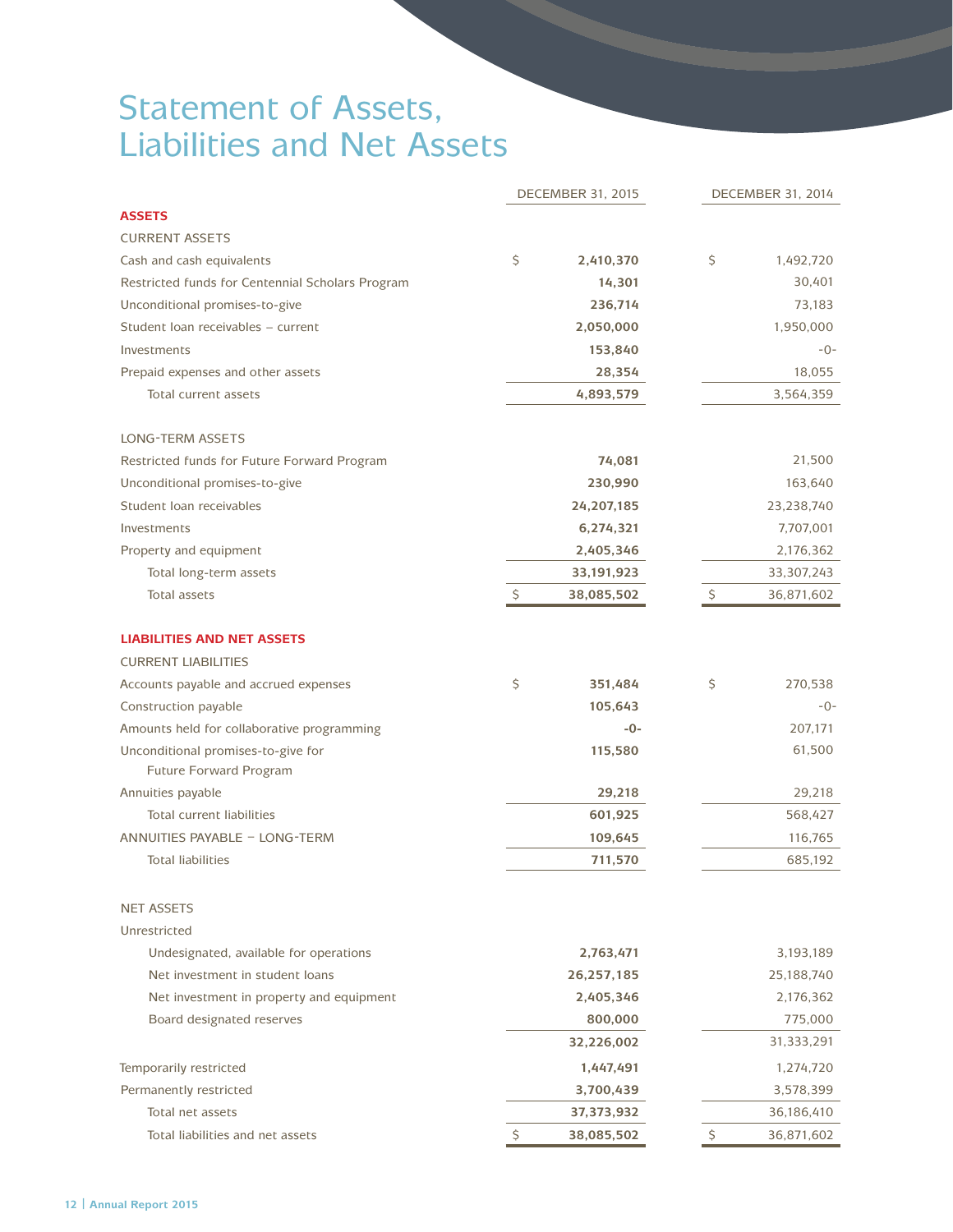# Statement of Assets, Liabilities and Net Assets

| | DECEMBER 31, 2015 | DECEMBER 31, 2014 |
|---|---|---|
| **ASSETS** | | |
| CURRENT ASSETS | | |
| Cash and cash equivalents | $ 2,410,370 | $ 1,492,720 |
| Restricted funds for Centennial Scholars Program | 14,301 | 30,401 |
| Unconditional promises-to-give | 236,714 | 73,183 |
| Student loan receivables – current | 2,050,000 | 1,950,000 |
| Investments | 153,840 | -0- |
| Prepaid expenses and other assets | 28,354 | 18,055 |
| Total current assets | 4,893,579 | 3,564,359 |
| LONG-TERM ASSETS | | |
| Restricted funds for Future Forward Program | 74,081 | 21,500 |
| Unconditional promises-to-give | 230,990 | 163,640 |
| Student loan receivables | 24,207,185 | 23,238,740 |
| Investments | 6,274,321 | 7,707,001 |
| Property and equipment | 2,405,346 | 2,176,362 |
| Total long-term assets | 33,191,923 | 33,307,243 |
| Total assets | $ 38,085,502 | $ 36,871,602 |
| **LIABILITIES AND NET ASSETS** | | |
| CURRENT LIABILITIES | | |
| Accounts payable and accrued expenses | $ 351,484 | $ 270,538 |
| Construction payable | 105,643 | -0- |
| Amounts held for collaborative programming | -0- | 207,171 |
| Unconditional promises-to-give for Future Forward Program | 115,580 | 61,500 |
| Annuities payable | 29,218 | 29,218 |
| Total current liabilities | 601,925 | 568,427 |
| ANNUITIES PAYABLE – LONG-TERM | 109,645 | 116,765 |
| Total liabilities | 711,570 | 685,192 |
| NET ASSETS | | |
| Unrestricted | | |
| Undesignated, available for operations | 2,763,471 | 3,193,189 |
| Net investment in student loans | 26,257,185 | 25,188,740 |
| Net investment in property and equipment | 2,405,346 | 2,176,362 |
| Board designated reserves | 800,000 | 775,000 |
| | 32,226,002 | 31,333,291 |
| Temporarily restricted | 1,447,491 | 1,274,720 |
| Permanently restricted | 3,700,439 | 3,578,399 |
| Total net assets | 37,373,932 | 36,186,410 |
| Total liabilities and net assets | $ 38,085,502 | $ 36,871,602 |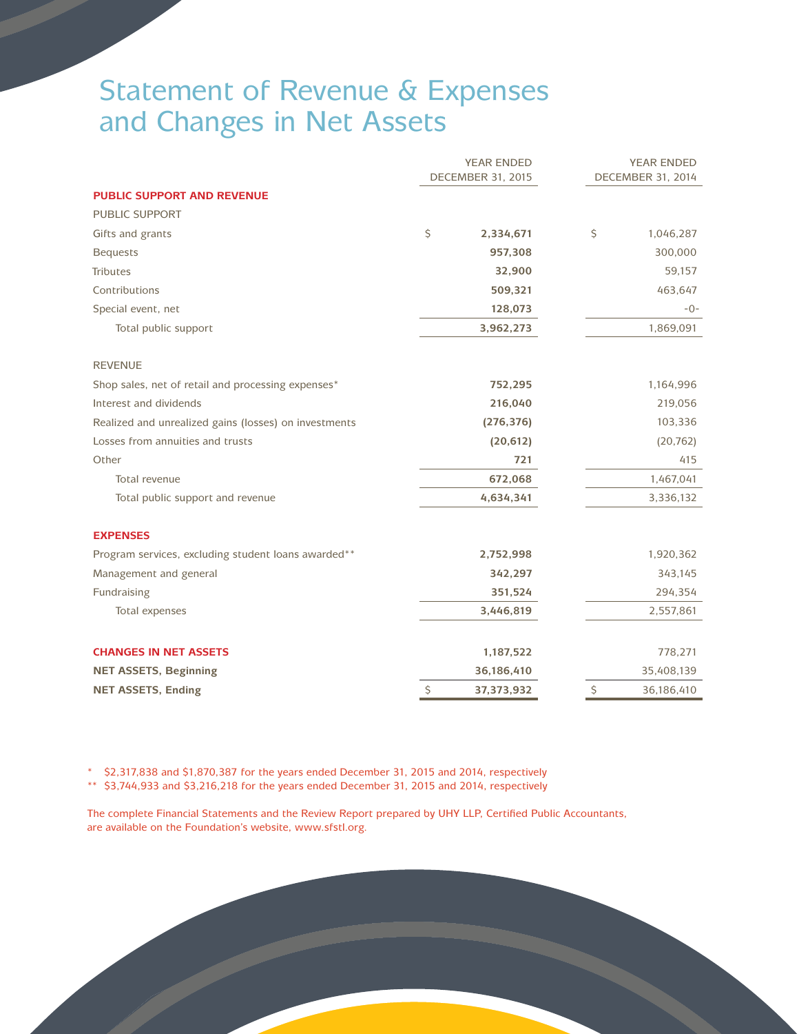# Statement of Revenue & Expenses and Changes in Net Assets

| | YEAR ENDED DECEMBER 31, 2015 | YEAR ENDED DECEMBER 31, 2014 |
|---|---|---|
| **PUBLIC SUPPORT AND REVENUE** | | |
| PUBLIC SUPPORT | | |
| Gifts and grants | $ **2,334,671** | $ 1,046,287 |
| Bequests | **957,308** | 300,000 |
| Tributes | **32,900** | 59,157 |
| Contributions | **509,321** | 463,647 |
| Special event, net | **128,073** | -0- |
| Total public support | **3,962,273** | 1,869,091 |
| REVENUE | | |
| Shop sales, net of retail and processing expenses* | **752,295** | 1,164,996 |
| Interest and dividends | **216,040** | 219,056 |
| Realized and unrealized gains (losses) on investments | **(276,376)** | 103,336 |
| Losses from annuities and trusts | **(20,612)** | (20,762) |
| Other | **721** | 415 |
| Total revenue | **672,068** | 1,467,041 |
| Total public support and revenue | **4,634,341** | 3,336,132 |
| **EXPENSES** | | |
| Program services, excluding student loans awarded** | **2,752,998** | 1,920,362 |
| Management and general | **342,297** | 343,145 |
| Fundraising | **351,524** | 294,354 |
| Total expenses | **3,446,819** | 2,557,861 |
| **CHANGES IN NET ASSETS** | **1,187,522** | 778,271 |
| **NET ASSETS, Beginning** | **36,186,410** | 35,408,139 |
| **NET ASSETS, Ending** | $ **37,373,932** | $ 36,186,410 |

\* $2,317,838 and $1,870,387 for the years ended December 31, 2015 and 2014, respectively

\** $3,744,933 and $3,216,218 for the years ended December 31, 2015 and 2014, respectively

The complete Financial Statements and the Review Report prepared by UHY LLP, Certified Public Accountants, are available on the Foundation's website, www.sfstl.org.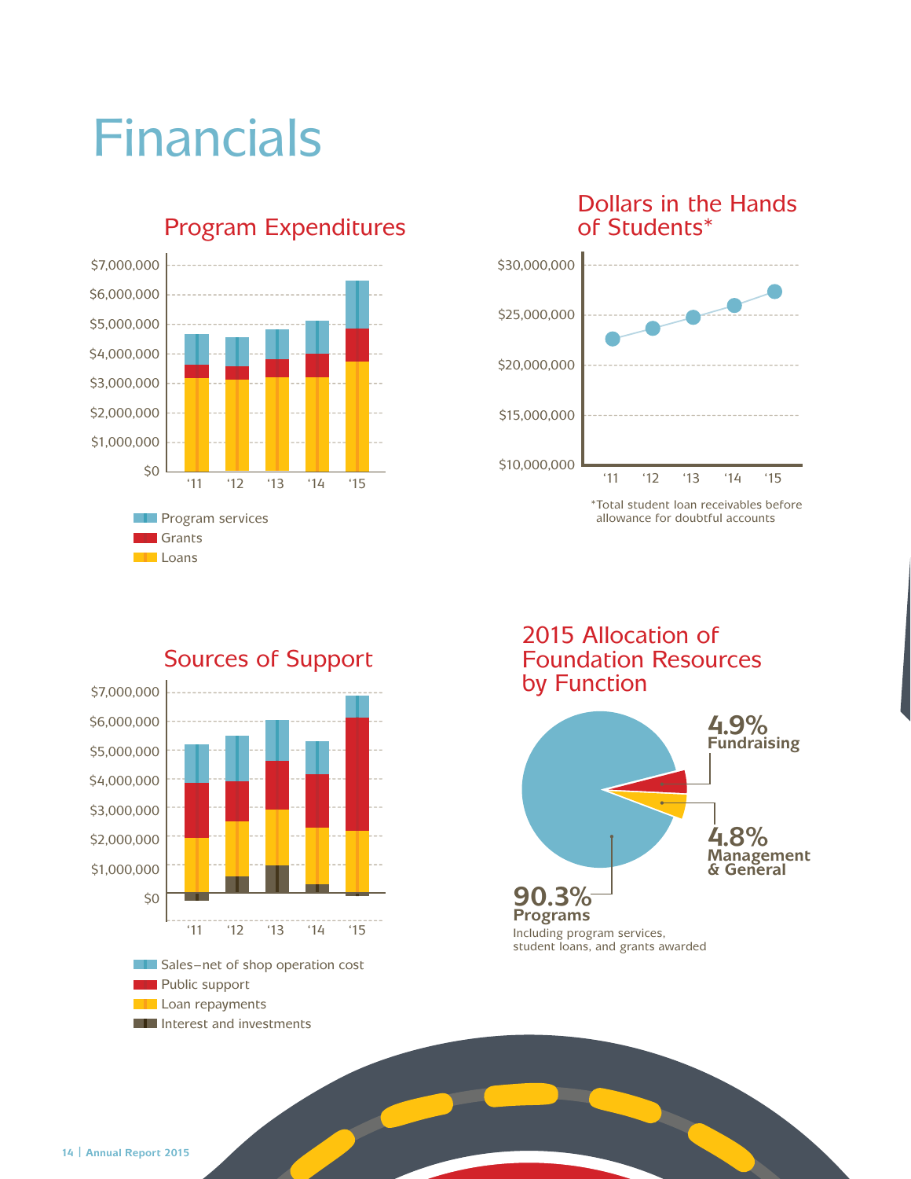# Financials

## Program Expenditures

$7,000,000
$6,000,000
$5,000,000
$4,000,000
$3,000,000
$2,000,000
$1,000,000
$0

'11 '12 '13 '14 '15

- Program services
- Grants
- Loans

## Dollars in the Hands of Students*

$30,000,000
$25,000,000
$20,000,000
$15,000,000
$10,000,000

'11 '12 '13 '14 '15

*Total student loan receivables before allowance for doubtful accounts

## Sources of Support

$7,000,000
$6,000,000
$5,000,000
$4,000,000
$3,000,000
$2,000,000
$1,000,000
$0

'11 '12 '13 '14 '15

- Sales–net of shop operation cost
- Public support
- Loan repayments
- Interest and investments

## 2015 Allocation of Foundation Resources by Function

**4.9%** **Fundraising**

**4.8%** **Management & General**

**90.3%** **Programs**
Including program services, student loans, and grants awarded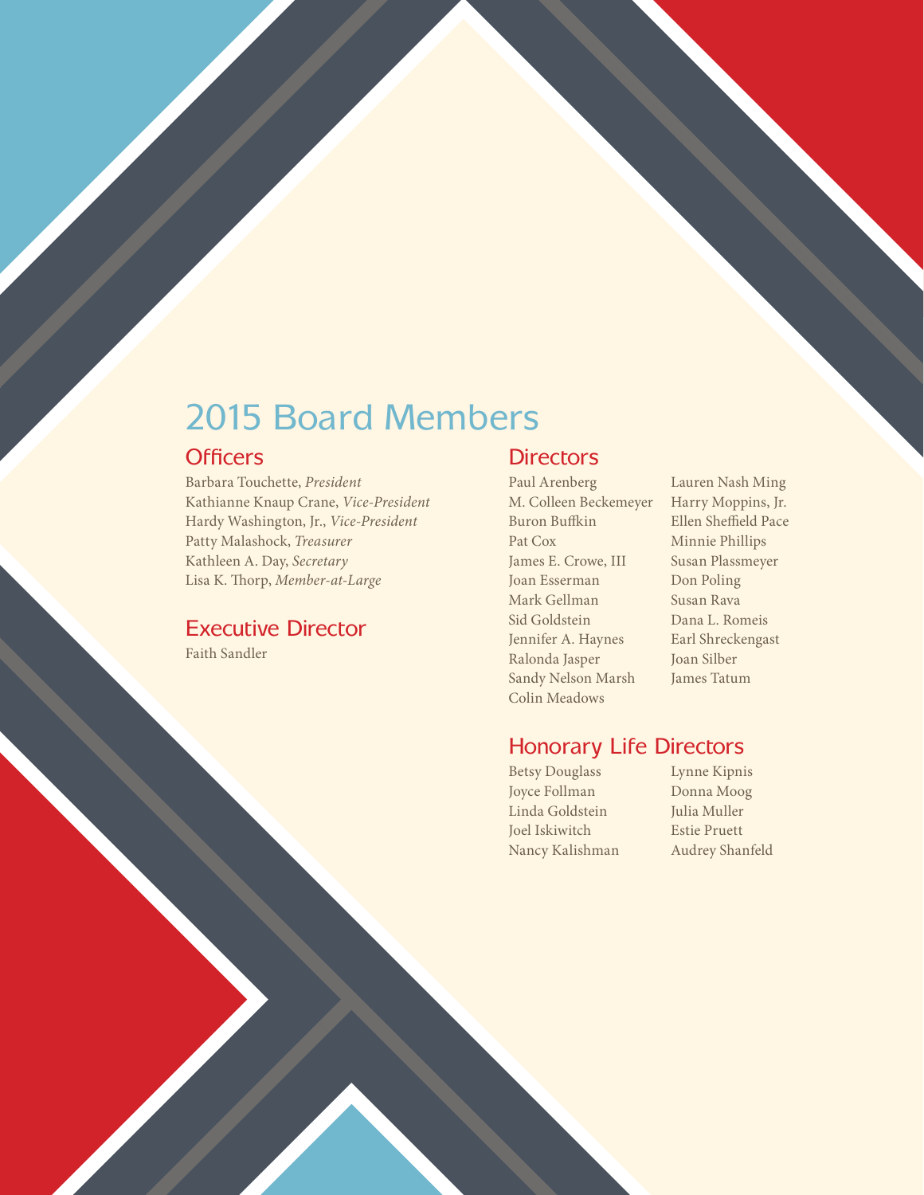# 2015 Board Members

## Officers

Barbara Touchette, *President*
Kathianne Knaup Crane, *Vice-President*
Hardy Washington, Jr., *Vice-President*
Patty Malashock, *Treasurer*
Kathleen A. Day, *Secretary*
Lisa K. Thorp, *Member-at-Large*

## Executive Director

Faith Sandler

## Directors

Paul Arenberg
M. Colleen Beckemeyer
Buron Buffkin
Pat Cox
James E. Crowe, III
Joan Esserman
Mark Gellman
Sid Goldstein
Jennifer A. Haynes
Ralonda Jasper
Sandy Nelson Marsh
Colin Meadows
Lauren Nash Ming
Harry Moppins, Jr.
Ellen Sheffield Pace
Minnie Phillips
Susan Plassmeyer
Don Poling
Susan Rava
Dana L. Romeis
Earl Shreckengast
Joan Silber
James Tatum

## Honorary Life Directors

Betsy Douglass
Joyce Follman
Linda Goldstein
Joel Iskiwitch
Nancy Kalishman
Lynne Kipnis
Donna Moog
Julia Muller
Estie Pruett
Audrey Shanfeld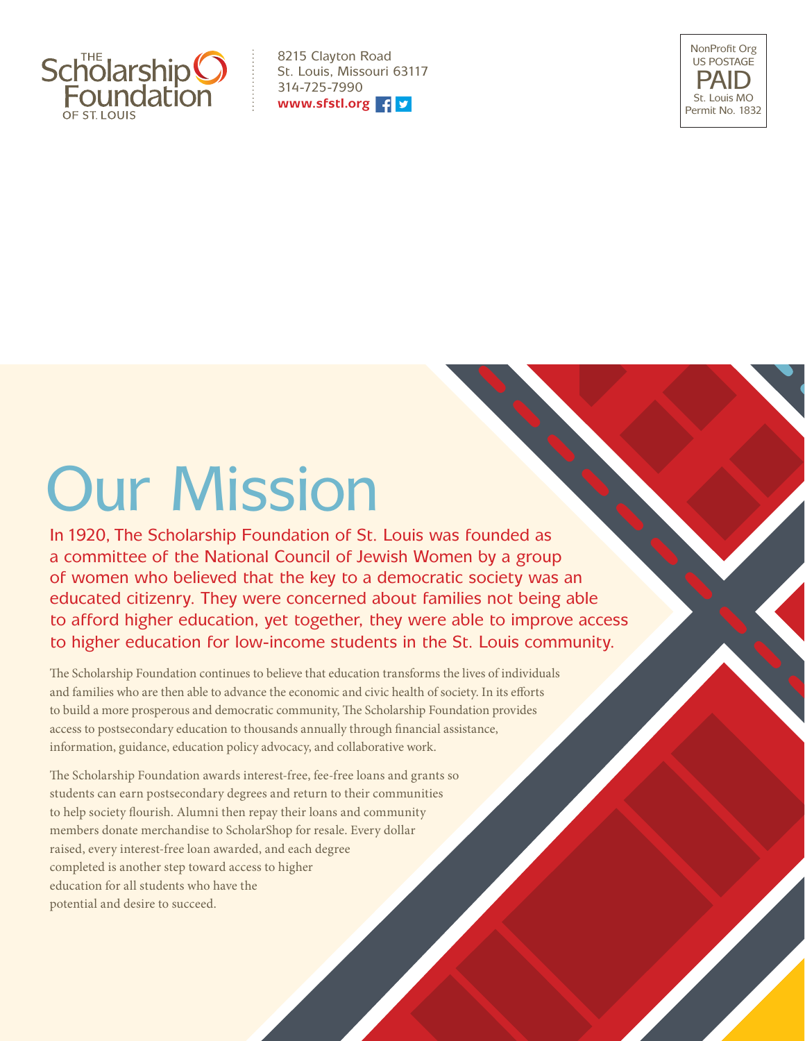THE Scholarship Foundation OF ST. LOUIS

8215 Clayton Road
St. Louis, Missouri 63117
314-725-7990
**www.sfstl.org**

NonProfit Org
US POSTAGE
PAID
St. Louis MO
Permit No. 1832

# Our Mission

In 1920, The Scholarship Foundation of St. Louis was founded as a committee of the National Council of Jewish Women by a group of women who believed that the key to a democratic society was an educated citizenry. They were concerned about families not being able to afford higher education, yet together, they were able to improve access to higher education for low-income students in the St. Louis community.

The Scholarship Foundation continues to believe that education transforms the lives of individuals and families who are then able to advance the economic and civic health of society. In its efforts to build a more prosperous and democratic community, The Scholarship Foundation provides access to postsecondary education to thousands annually through financial assistance, information, guidance, education policy advocacy, and collaborative work.

The Scholarship Foundation awards interest-free, fee-free loans and grants so students can earn postsecondary degrees and return to their communities to help society flourish. Alumni then repay their loans and community members donate merchandise to ScholarShop for resale. Every dollar raised, every interest-free loan awarded, and each degree completed is another step toward access to higher education for all students who have the potential and desire to succeed.